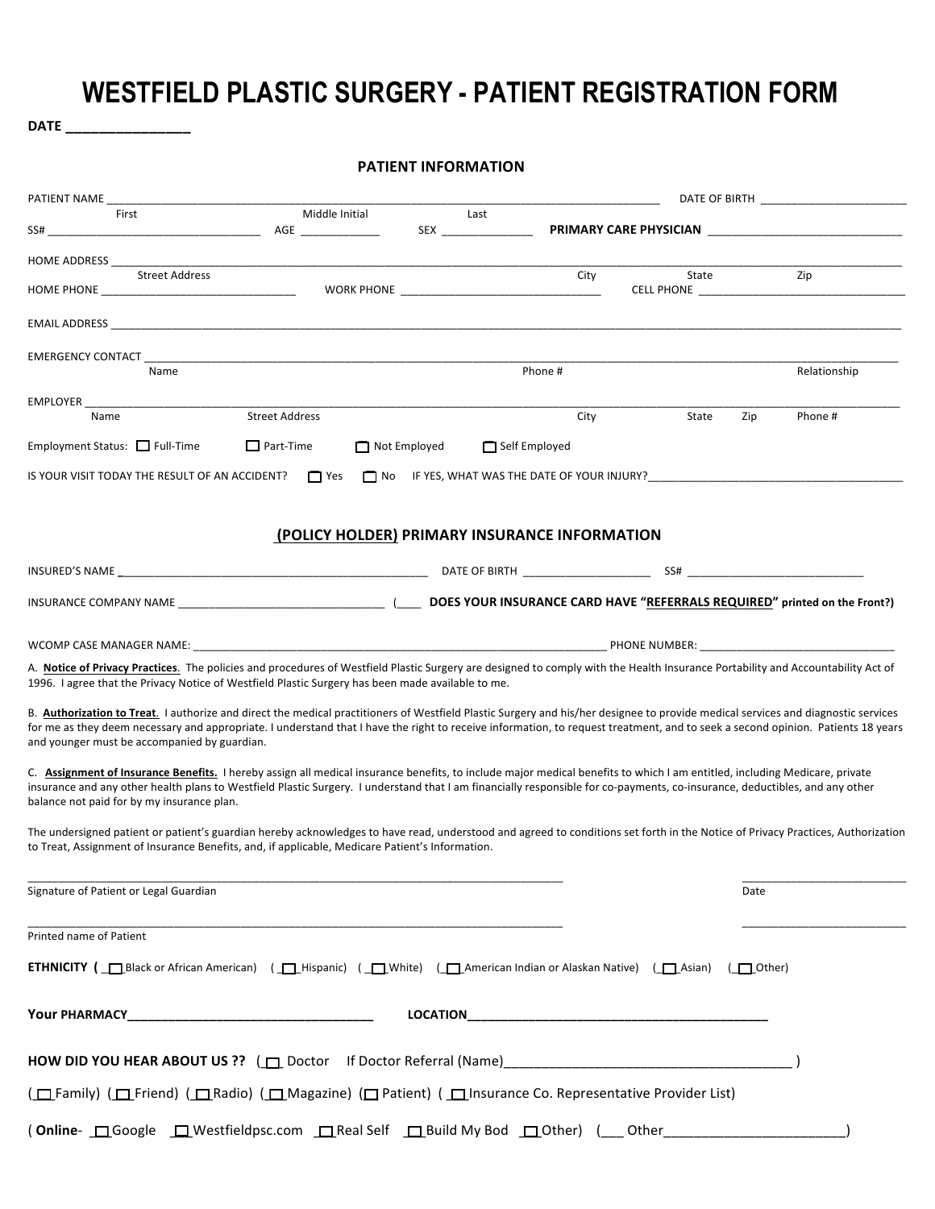# WESTFIELD PLASTIC SURGERY - PATIENT REGISTRATION FORM

**DATE** ________________

## PATIENT INFORMATION

PATIENT NAME ____________________________________________________________________________________ DATE OF BIRTH ________________________
First                                          Middle Initial                          Last

SS# ________________________________ AGE ____________ SEX ______________ **PRIMARY CARE PHYSICIAN** ______________________________

HOME ADDRESS ________________________________________________________________________________________________________________
Street Address                                                                                    City                    State                    Zip

HOME PHONE ______________________________ WORK PHONE ______________________________ CELL PHONE __________________________________

EMAIL ADDRESS ________________________________________________________________________________________________________________

EMERGENCY CONTACT ____________________________________________________________________________________________________________
Name                                                                    Phone #                                                            Relationship

EMPLOYER ____________________________________________________________________________________________________________________
Name                    Street Address                                                    City                    State        Zip        Phone #

Employment Status: ☐ Full-Time ☐ Part-Time ☐ Not Employed ☐ Self Employed

IS YOUR VISIT TODAY THE RESULT OF AN ACCIDENT? ☐ Yes ☐ No IF YES, WHAT WAS THE DATE OF YOUR INJURY?________________________________________

## (POLICY HOLDER) PRIMARY INSURANCE INFORMATION

INSURED'S NAME __________________________________________________ DATE OF BIRTH ____________________ SS# ____________________________

INSURANCE COMPANY NAME ________________________________ (____ **DOES YOUR INSURANCE CARD HAVE "REFERRALS REQUIRED" printed on the Front?)**

WCOMP CASE MANAGER NAME: ____________________________________________________________________ PHONE NUMBER: ______________________________

A. **Notice of Privacy Practices**. The policies and procedures of Westfield Plastic Surgery are designed to comply with the Health Insurance Portability and Accountability Act of 1996. I agree that the Privacy Notice of Westfield Plastic Surgery has been made available to me.

B. **Authorization to Treat**. I authorize and direct the medical practitioners of Westfield Plastic Surgery and his/her designee to provide medical services and diagnostic services for me as they deem necessary and appropriate. I understand that I have the right to receive information, to request treatment, and to seek a second opinion. Patients 18 years and younger must be accompanied by guardian.

C. **Assignment of Insurance Benefits.** I hereby assign all medical insurance benefits, to include major medical benefits to which I am entitled, including Medicare, private insurance and any other health plans to Westfield Plastic Surgery. I understand that I am financially responsible for co-payments, co-insurance, deductibles, and any other balance not paid for by my insurance plan.

The undersigned patient or patient's guardian hereby acknowledges to have read, understood and agreed to conditions set forth in the Notice of Privacy Practices, Authorization to Treat, Assignment of Insurance Benefits, and, if applicable, Medicare Patient's Information.

______________________________________________________________________________________ __________________________
Signature of Patient or Legal Guardian                                                                                                        Date

______________________________________________________________________________________ __________________________
Printed name of Patient

**ETHNICITY** ( ☐ Black or African American) ( ☐ Hispanic) ( ☐ White) ( ☐ American Indian or Alaskan Native) ( ☐ Asian) ( ☐ Other)

**Your PHARMACY**__________________________________ **LOCATION**__________________________________________

**HOW DID YOU HEAR ABOUT US ??** ( ☐ Doctor If Doctor Referral (Name)______________________________________ )

( ☐ Family) ( ☐ Friend) ( ☐ Radio) ( ☐ Magazine) ( ☐ Patient) ( ☐ Insurance Co. Representative Provider List)

( **Online**- ☐ Google ☐ Westfieldpsc.com ☐ Real Self ☐ Build My Bod ☐ Other) (___ Other_______________________)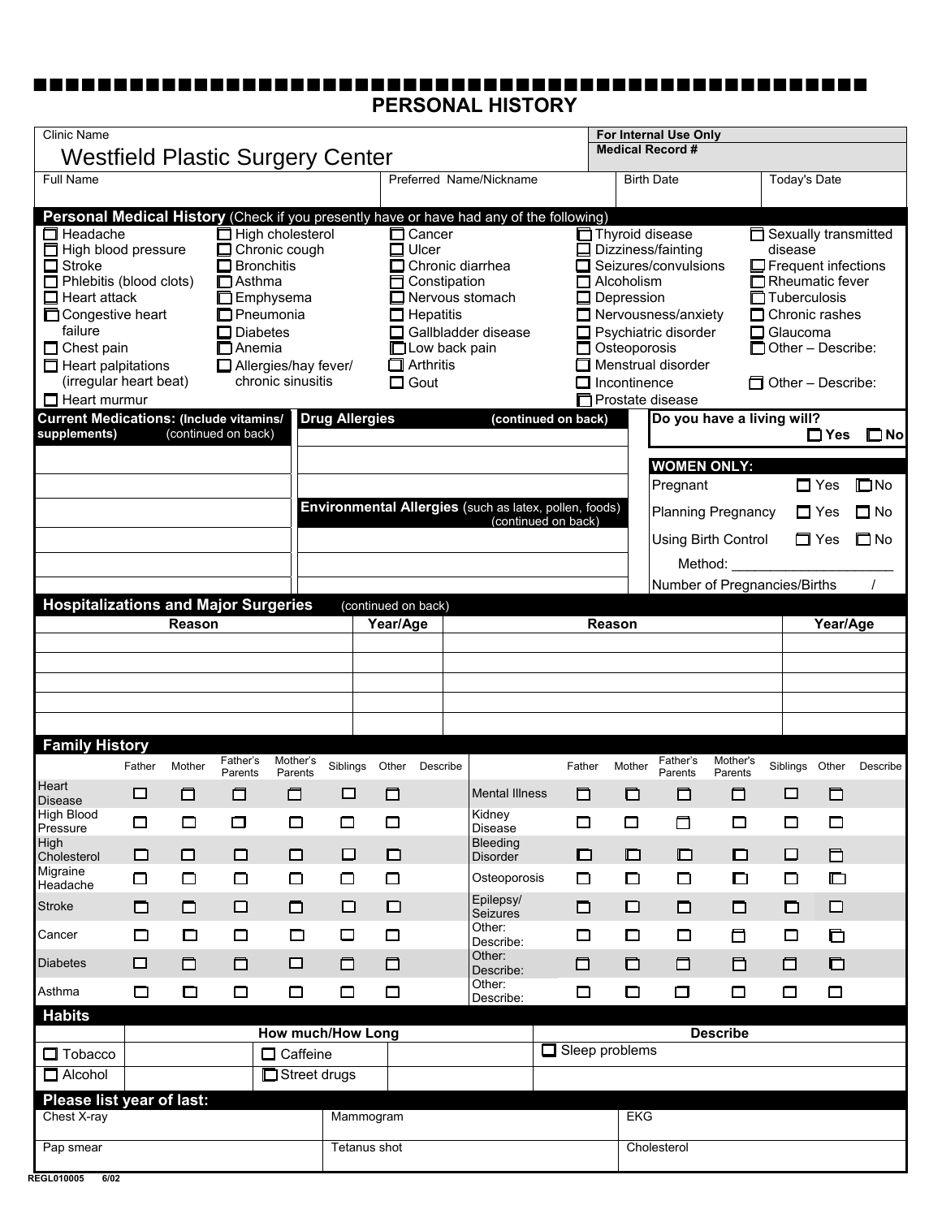# PERSONAL HISTORY

| Clinic Name | | | For Internal Use Only Medical Record # |
|---|---|---|---|
| Westfield Plastic Surgery Center | | | |
| Full Name | Preferred Name/Nickname | Birth Date | Today's Date |
| | | | |

## Personal Medical History (Check if you presently have or have had any of the following)

- ☐ Headache
- ☐ High blood pressure
- ☐ Stroke
- ☐ Phlebitis (blood clots)
- ☐ Heart attack
- ☐ Congestive heart failure
- ☐ Chest pain
- ☐ Heart palpitations (irregular heart beat)
- ☐ Heart murmur
- ☐ High cholesterol
- ☐ Chronic cough
- ☐ Bronchitis
- ☐ Asthma
- ☐ Emphysema
- ☐ Pneumonia
- ☐ Diabetes
- ☐ Anemia
- ☐ Allergies/hay fever/ chronic sinusitis
- ☐ Cancer
- ☐ Ulcer
- ☐ Chronic diarrhea
- ☐ Constipation
- ☐ Nervous stomach
- ☐ Hepatitis
- ☐ Gallbladder disease
- ☐ Low back pain
- ☐ Arthritis
- ☐ Gout
- ☐ Thyroid disease
- ☐ Dizziness/fainting
- ☐ Seizures/convulsions
- ☐ Alcoholism
- ☐ Depression
- ☐ Nervousness/anxiety
- ☐ Psychiatric disorder
- ☐ Osteoporosis
- ☐ Menstrual disorder
- ☐ Incontinence
- ☐ Prostate disease
- ☐ Sexually transmitted disease
- ☐ Frequent infections
- ☐ Rheumatic fever
- ☐ Tuberculosis
- ☐ Chronic rashes
- ☐ Glaucoma
- ☐ Other – Describe:
- ☐ Other – Describe:

| Current Medications: (Include vitamins/ supplements) (continued on back) | Drug Allergies (continued on back) |
|---|---|
| | |
| | |
| | |
| | Environmental Allergies (such as latex, pollen, foods) (continued on back) |
| | |
| | |

**Do you have a living will?** ☐ Yes ☐ No

**WOMEN ONLY:**

- Pregnant ☐ Yes ☐ No
- Planning Pregnancy ☐ Yes ☐ No
- Using Birth Control ☐ Yes ☐ No
- Method: ____________________
- Number of Pregnancies/Births /

## Hospitalizations and Major Surgeries (continued on back)

| Reason | Year/Age | Reason | Year/Age |
|---|---|---|---|
| | | | |
| | | | |
| | | | |
| | | | |
| | | | |

## Family History

| | Father | Mother | Father's Parents | Mother's Parents | Siblings | Other | Describe |
|---|---|---|---|---|---|---|---|
| Heart Disease | ☐ | ☐ | ☐ | ☐ | ☐ | ☐ | |
| High Blood Pressure | ☐ | ☐ | ☐ | ☐ | ☐ | ☐ | |
| High Cholesterol | ☐ | ☐ | ☐ | ☐ | ☐ | ☐ | |
| Migraine Headache | ☐ | ☐ | ☐ | ☐ | ☐ | ☐ | |
| Stroke | ☐ | ☐ | ☐ | ☐ | ☐ | ☐ | |
| Cancer | ☐ | ☐ | ☐ | ☐ | ☐ | ☐ | |
| Diabetes | ☐ | ☐ | ☐ | ☐ | ☐ | ☐ | |
| Asthma | ☐ | ☐ | ☐ | ☐ | ☐ | ☐ | |
| Mental Illness | ☐ | ☐ | ☐ | ☐ | ☐ | ☐ | |
| Kidney Disease | ☐ | ☐ | ☐ | ☐ | ☐ | ☐ | |
| Bleeding Disorder | ☐ | ☐ | ☐ | ☐ | ☐ | ☐ | |
| Osteoporosis | ☐ | ☐ | ☐ | ☐ | ☐ | ☐ | |
| Epilepsy/ Seizures | ☐ | ☐ | ☐ | ☐ | ☐ | ☐ | |
| Other: Describe: | ☐ | ☐ | ☐ | ☐ | ☐ | ☐ | |
| Other: Describe: | ☐ | ☐ | ☐ | ☐ | ☐ | ☐ | |
| Other: Describe: | ☐ | ☐ | ☐ | ☐ | ☐ | ☐ | |

## Habits

| | How much/How Long | | How much/How Long | Describe |
|---|---|---|---|---|
| ☐ Tobacco | | ☐ Caffeine | | ☐ Sleep problems |
| ☐ Alcohol | | ☐ Street drugs | | |

## Please list year of last:

| Chest X-ray | Mammogram | EKG |
|---|---|---|
| Pap smear | Tetanus shot | Cholesterol |

REGL010005 6/02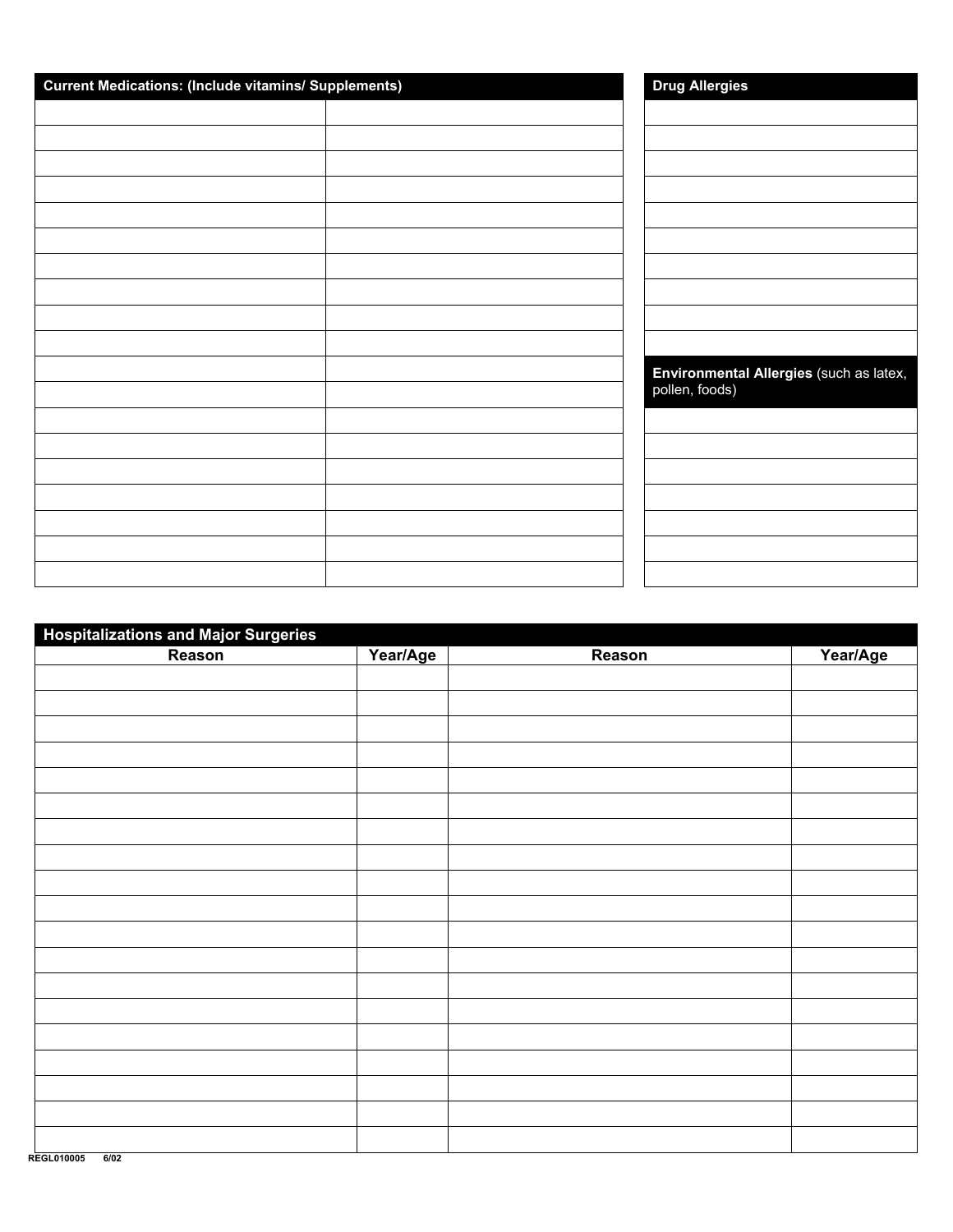| Current Medications: (Include vitamins/ Supplements) | |
|---|---|
| | |
| | |
| | |
| | |
| | |
| | |
| | |
| | |
| | |
| | |
| | |
| | |
| | |
| | |
| | |
| | |
| | |
| | |
| | |

| Drug Allergies |
|---|
| |
| |
| |
| |
| |
| |
| |
| |
| |
| |

| **Environmental Allergies** (such as latex, pollen, foods) |
|---|
| |
| |
| |
| |
| |
| |
| |

| Hospitalizations and Major Surgeries | | | |
|---|---|---|---|
| **Reason** | **Year/Age** | **Reason** | **Year/Age** |
| | | | |
| | | | |
| | | | |
| | | | |
| | | | |
| | | | |
| | | | |
| | | | |
| | | | |
| | | | |
| | | | |
| | | | |
| | | | |
| | | | |
| | | | |
| | | | |
| | | | |
| | | | |
| | | | |

REGL010005 6/02